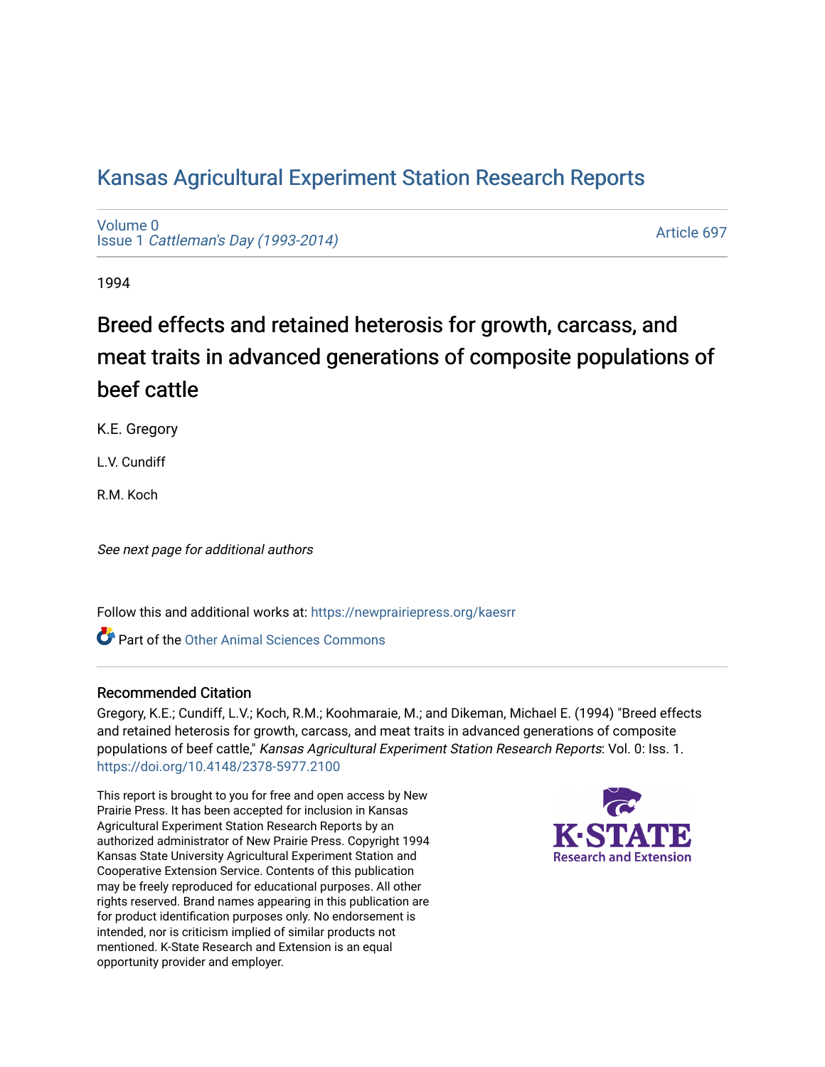# Kansas Agricultural Experiment Station Research Reports

Volume 0
Issue 1 *Cattleman's Day (1993-2014)*

Article 697

1994

## Breed effects and retained heterosis for growth, carcass, and meat traits in advanced generations of composite populations of beef cattle

K.E. Gregory

L.V. Cundiff

R.M. Koch

*See next page for additional authors*

Follow this and additional works at: https://newprairiepress.org/kaesrr

Part of the Other Animal Sciences Commons

### Recommended Citation

Gregory, K.E.; Cundiff, L.V.; Koch, R.M.; Koohmaraie, M.; and Dikeman, Michael E. (1994) "Breed effects and retained heterosis for growth, carcass, and meat traits in advanced generations of composite populations of beef cattle," *Kansas Agricultural Experiment Station Research Reports*: Vol. 0: Iss. 1. https://doi.org/10.4148/2378-5977.2100

This report is brought to you for free and open access by New Prairie Press. It has been accepted for inclusion in Kansas Agricultural Experiment Station Research Reports by an authorized administrator of New Prairie Press. Copyright 1994 Kansas State University Agricultural Experiment Station and Cooperative Extension Service. Contents of this publication may be freely reproduced for educational purposes. All other rights reserved. Brand names appearing in this publication are for product identification purposes only. No endorsement is intended, nor is criticism implied of similar products not mentioned. K-State Research and Extension is an equal opportunity provider and employer.

K-STATE Research and Extension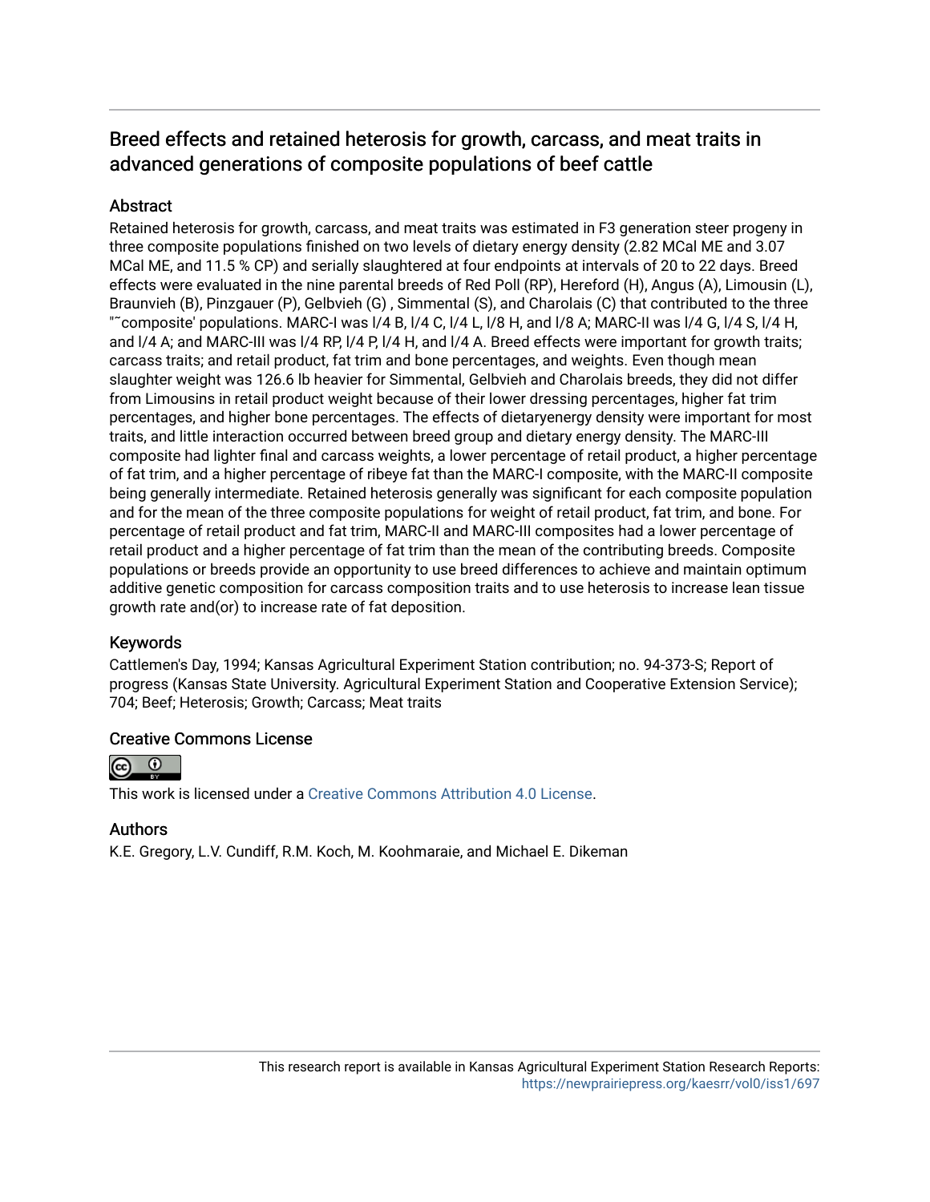# Breed effects and retained heterosis for growth, carcass, and meat traits in advanced generations of composite populations of beef cattle

## Abstract

Retained heterosis for growth, carcass, and meat traits was estimated in F3 generation steer progeny in three composite populations finished on two levels of dietary energy density (2.82 MCal ME and 3.07 MCal ME, and 11.5 % CP) and serially slaughtered at four endpoints at intervals of 20 to 22 days. Breed effects were evaluated in the nine parental breeds of Red Poll (RP), Hereford (H), Angus (A), Limousin (L), Braunvieh (B), Pinzgauer (P), Gelbvieh (G) , Simmental (S), and Charolais (C) that contributed to the three "˜composite' populations. MARC-I was l/4 B, l/4 C, l/4 L, l/8 H, and l/8 A; MARC-II was l/4 G, l/4 S, l/4 H, and l/4 A; and MARC-III was l/4 RP, l/4 P, l/4 H, and l/4 A. Breed effects were important for growth traits; carcass traits; and retail product, fat trim and bone percentages, and weights. Even though mean slaughter weight was 126.6 lb heavier for Simmental, Gelbvieh and Charolais breeds, they did not differ from Limousins in retail product weight because of their lower dressing percentages, higher fat trim percentages, and higher bone percentages. The effects of dietaryenergy density were important for most traits, and little interaction occurred between breed group and dietary energy density. The MARC-III composite had lighter final and carcass weights, a lower percentage of retail product, a higher percentage of fat trim, and a higher percentage of ribeye fat than the MARC-I composite, with the MARC-II composite being generally intermediate. Retained heterosis generally was significant for each composite population and for the mean of the three composite populations for weight of retail product, fat trim, and bone. For percentage of retail product and fat trim, MARC-II and MARC-III composites had a lower percentage of retail product and a higher percentage of fat trim than the mean of the contributing breeds. Composite populations or breeds provide an opportunity to use breed differences to achieve and maintain optimum additive genetic composition for carcass composition traits and to use heterosis to increase lean tissue growth rate and(or) to increase rate of fat deposition.

## Keywords

Cattlemen's Day, 1994; Kansas Agricultural Experiment Station contribution; no. 94-373-S; Report of progress (Kansas State University. Agricultural Experiment Station and Cooperative Extension Service); 704; Beef; Heterosis; Growth; Carcass; Meat traits

## Creative Commons License

This work is licensed under a Creative Commons Attribution 4.0 License.

## Authors

K.E. Gregory, L.V. Cundiff, R.M. Koch, M. Koohmaraie, and Michael E. Dikeman

This research report is available in Kansas Agricultural Experiment Station Research Reports: https://newprairiepress.org/kaesrr/vol0/iss1/697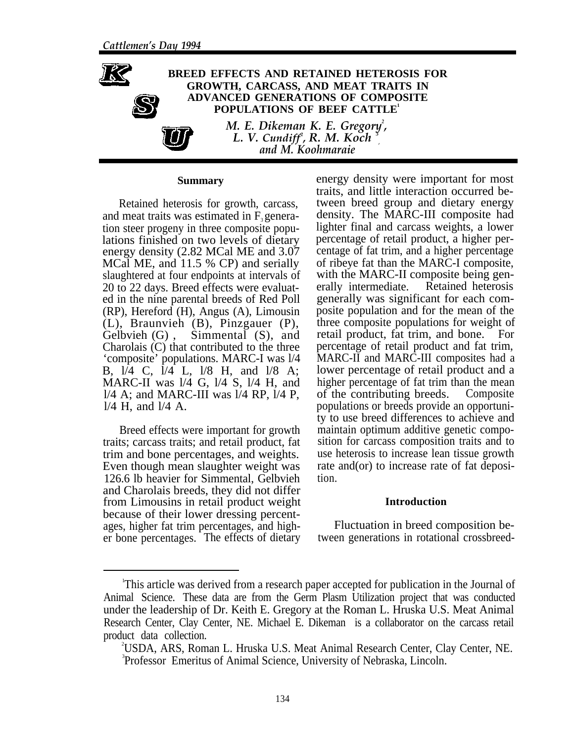# BREED EFFECTS AND RETAINED HETEROSIS FOR GROWTH, CARCASS, AND MEAT TRAITS IN ADVANCED GENERATIONS OF COMPOSITE POPULATIONS OF BEEF CATTLE[1]

*M. E. Dikeman K. E. Gregory[2], L. V. Cundiff[2], R. M. Koch[3], and M. Koohmaraie*

## Summary

Retained heterosis for growth, carcass, and meat traits was estimated in $F_3$ generation steer progeny in three composite populations finished on two levels of dietary energy density (2.82 MCal ME and 3.07 MCal ME, and 11.5 % CP) and serially slaughtered at four endpoints at intervals of 20 to 22 days. Breed effects were evaluated in the nine parental breeds of Red Poll (RP), Hereford (H), Angus (A), Limousin (L), Braunvieh (B), Pinzgauer (P), Gelbvieh (G), Simmental (S), and Charolais (C) that contributed to the three 'composite' populations. MARC-I was l/4 B, l/4 C, l/4 L, l/8 H, and l/8 A; MARC-II was l/4 G, l/4 S, l/4 H, and l/4 A; and MARC-III was l/4 RP, l/4 P, l/4 H, and l/4 A.

Breed effects were important for growth traits; carcass traits; and retail product, fat trim and bone percentages, and weights. Even though mean slaughter weight was 126.6 lb heavier for Simmental, Gelbvieh and Charolais breeds, they did not differ from Limousins in retail product weight because of their lower dressing percentages, higher fat trim percentages, and higher bone percentages. The effects of dietary energy density were important for most traits, and little interaction occurred between breed group and dietary energy density. The MARC-III composite had lighter final and carcass weights, a lower percentage of retail product, a higher percentage of fat trim, and a higher percentage of ribeye fat than the MARC-I composite, with the MARC-II composite being generally intermediate. Retained heterosis generally was significant for each composite population and for the mean of the three composite populations for weight of retail product, fat trim, and bone. For percentage of retail product and fat trim, MARC-II and MARC-III composites had a lower percentage of retail product and a higher percentage of fat trim than the mean of the contributing breeds. Composite populations or breeds provide an opportunity to use breed differences to achieve and maintain optimum additive genetic composition for carcass composition traits and to use heterosis to increase lean tissue growth rate and(or) to increase rate of fat deposition.

## Introduction

Fluctuation in breed composition between generations in rotational crossbreed-

---

[1]This article was derived from a research paper accepted for publication in the Journal of Animal Science. These data are from the Germ Plasm Utilization project that was conducted under the leadership of Dr. Keith E. Gregory at the Roman L. Hruska U.S. Meat Animal Research Center, Clay Center, NE. Michael E. Dikeman is a collaborator on the carcass retail product data collection.

[2]USDA, ARS, Roman L. Hruska U.S. Meat Animal Research Center, Clay Center, NE.

[3]Professor Emeritus of Animal Science, University of Nebraska, Lincoln.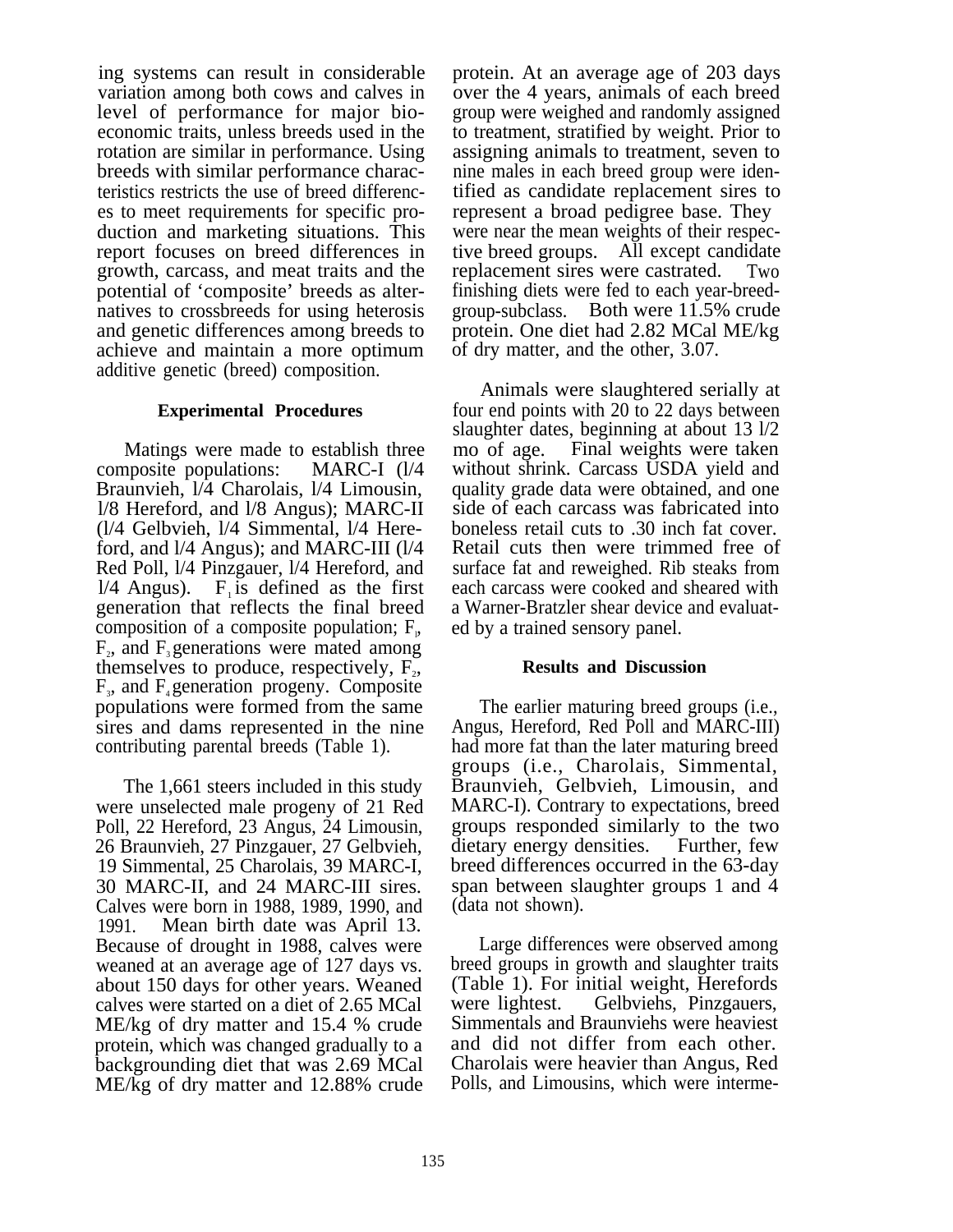ing systems can result in considerable variation among both cows and calves in level of performance for major bioeconomic traits, unless breeds used in the rotation are similar in performance. Using breeds with similar performance characteristics restricts the use of breed differences to meet requirements for specific production and marketing situations. This report focuses on breed differences in growth, carcass, and meat traits and the potential of 'composite' breeds as alternatives to crossbreeds for using heterosis and genetic differences among breeds to achieve and maintain a more optimum additive genetic (breed) composition.

### Experimental Procedures

Matings were made to establish three composite populations: MARC-I (1/4 Braunvieh, 1/4 Charolais, 1/4 Limousin, 1/8 Hereford, and 1/8 Angus); MARC-II (1/4 Gelbvieh, 1/4 Simmental, 1/4 Hereford, and 1/4 Angus); and MARC-III (1/4 Red Poll, 1/4 Pinzgauer, 1/4 Hereford, and 1/4 Angus). $F_1$ is defined as the first generation that reflects the final breed composition of a composite population; $F_1$, $F_2$, and $F_3$ generations were mated among themselves to produce, respectively, $F_2$, $F_3$, and $F_4$ generation progeny. Composite populations were formed from the same sires and dams represented in the nine contributing parental breeds (Table 1).

The 1,661 steers included in this study were unselected male progeny of 21 Red Poll, 22 Hereford, 23 Angus, 24 Limousin, 26 Braunvieh, 27 Pinzgauer, 27 Gelbvieh, 19 Simmental, 25 Charolais, 39 MARC-I, 30 MARC-II, and 24 MARC-III sires. Calves were born in 1988, 1989, 1990, and 1991. Mean birth date was April 13. Because of drought in 1988, calves were weaned at an average age of 127 days vs. about 150 days for other years. Weaned calves were started on a diet of 2.65 MCal ME/kg of dry matter and 15.4 % crude protein, which was changed gradually to a backgrounding diet that was 2.69 MCal ME/kg of dry matter and 12.88% crude protein. At an average age of 203 days over the 4 years, animals of each breed group were weighed and randomly assigned to treatment, stratified by weight. Prior to assigning animals to treatment, seven to nine males in each breed group were identified as candidate replacement sires to represent a broad pedigree base. They were near the mean weights of their respective breed groups. All except candidate replacement sires were castrated. Two finishing diets were fed to each year-breed-group-subclass. Both were 11.5% crude protein. One diet had 2.82 MCal ME/kg of dry matter, and the other, 3.07.

Animals were slaughtered serially at four end points with 20 to 22 days between slaughter dates, beginning at about 13 1/2 mo of age. Final weights were taken without shrink. Carcass USDA yield and quality grade data were obtained, and one side of each carcass was fabricated into boneless retail cuts to .30 inch fat cover. Retail cuts then were trimmed free of surface fat and reweighed. Rib steaks from each carcass were cooked and sheared with a Warner-Bratzler shear device and evaluated by a trained sensory panel.

### Results and Discussion

The earlier maturing breed groups (i.e., Angus, Hereford, Red Poll and MARC-III) had more fat than the later maturing breed groups (i.e., Charolais, Simmental, Braunvieh, Gelbvieh, Limousin, and MARC-I). Contrary to expectations, breed groups responded similarly to the two dietary energy densities. Further, few breed differences occurred in the 63-day span between slaughter groups 1 and 4 (data not shown).

Large differences were observed among breed groups in growth and slaughter traits (Table 1). For initial weight, Herefords were lightest. Gelbviehs, Pinzgauers, Simmentals and Braunviehs were heaviest and did not differ from each other. Charolais were heavier than Angus, Red Polls, and Limousins, which were interme-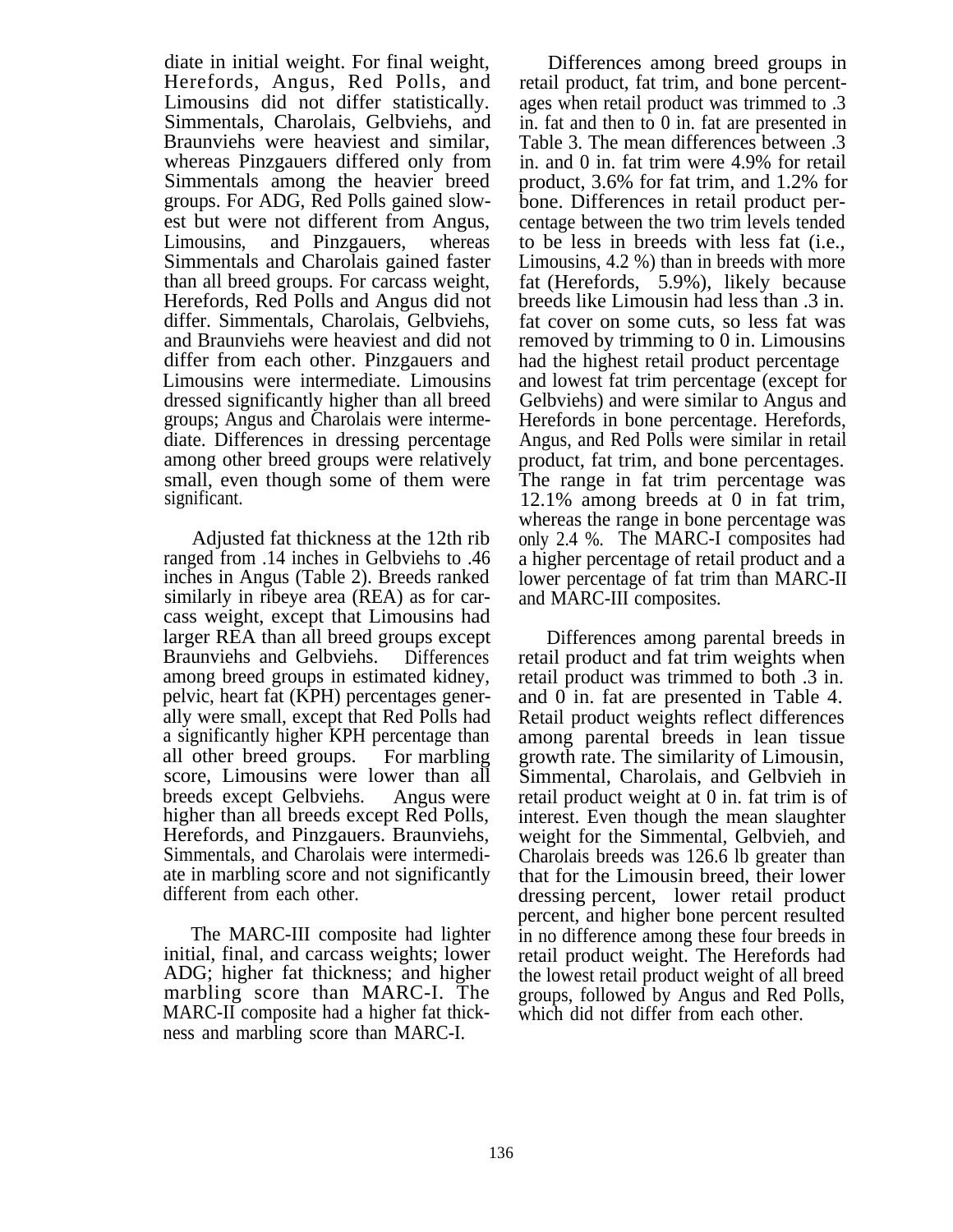diate in initial weight. For final weight, Herefords, Angus, Red Polls, and Limousins did not differ statistically. Simmentals, Charolais, Gelbviehs, and Braunviehs were heaviest and similar, whereas Pinzgauers differed only from Simmentals among the heavier breed groups. For ADG, Red Polls gained slowest but were not different from Angus, Limousins, and Pinzgauers, whereas Simmentals and Charolais gained faster than all breed groups. For carcass weight, Herefords, Red Polls and Angus did not differ. Simmentals, Charolais, Gelbviehs, and Braunviehs were heaviest and did not differ from each other. Pinzgauers and Limousins were intermediate. Limousins dressed significantly higher than all breed groups; Angus and Charolais were intermediate. Differences in dressing percentage among other breed groups were relatively small, even though some of them were significant.

Adjusted fat thickness at the 12th rib ranged from .14 inches in Gelbviehs to .46 inches in Angus (Table 2). Breeds ranked similarly in ribeye area (REA) as for carcass weight, except that Limousins had larger REA than all breed groups except Braunviehs and Gelbviehs. Differences among breed groups in estimated kidney, pelvic, heart fat (KPH) percentages generally were small, except that Red Polls had a significantly higher KPH percentage than all other breed groups. For marbling score, Limousins were lower than all breeds except Gelbviehs. Angus were higher than all breeds except Red Polls, Herefords, and Pinzgauers. Braunviehs, Simmentals, and Charolais were intermediate in marbling score and not significantly different from each other.

The MARC-III composite had lighter initial, final, and carcass weights; lower ADG; higher fat thickness; and higher marbling score than MARC-I. The MARC-II composite had a higher fat thickness and marbling score than MARC-I.

Differences among breed groups in retail product, fat trim, and bone percentages when retail product was trimmed to .3 in. fat and then to 0 in. fat are presented in Table 3. The mean differences between .3 in. and 0 in. fat trim were 4.9% for retail product, 3.6% for fat trim, and 1.2% for bone. Differences in retail product percentage between the two trim levels tended to be less in breeds with less fat (i.e., Limousins, 4.2 %) than in breeds with more fat (Herefords, 5.9%), likely because breeds like Limousin had less than .3 in. fat cover on some cuts, so less fat was removed by trimming to 0 in. Limousins had the highest retail product percentage and lowest fat trim percentage (except for Gelbviehs) and were similar to Angus and Herefords in bone percentage. Herefords, Angus, and Red Polls were similar in retail product, fat trim, and bone percentages. The range in fat trim percentage was 12.1% among breeds at 0 in fat trim, whereas the range in bone percentage was only 2.4 %. The MARC-I composites had a higher percentage of retail product and a lower percentage of fat trim than MARC-II and MARC-III composites.

Differences among parental breeds in retail product and fat trim weights when retail product was trimmed to both .3 in. and 0 in. fat are presented in Table 4. Retail product weights reflect differences among parental breeds in lean tissue growth rate. The similarity of Limousin, Simmental, Charolais, and Gelbvieh in retail product weight at 0 in. fat trim is of interest. Even though the mean slaughter weight for the Simmental, Gelbvieh, and Charolais breeds was 126.6 lb greater than that for the Limousin breed, their lower dressing percent, lower retail product percent, and higher bone percent resulted in no difference among these four breeds in retail product weight. The Herefords had the lowest retail product weight of all breed groups, followed by Angus and Red Polls, which did not differ from each other.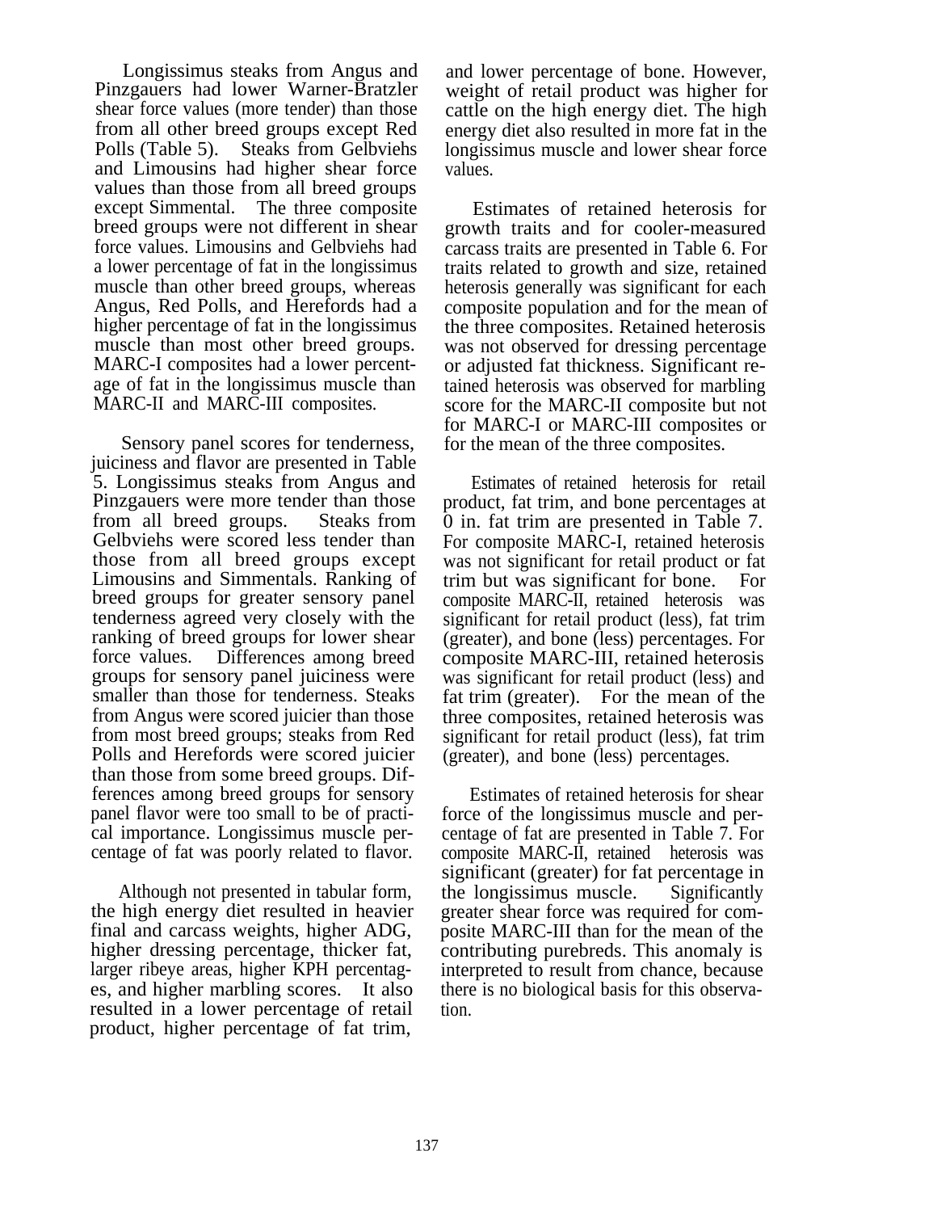Longissimus steaks from Angus and Pinzgauers had lower Warner-Bratzler shear force values (more tender) than those from all other breed groups except Red Polls (Table 5). Steaks from Gelbviehs and Limousins had higher shear force values than those from all breed groups except Simmental. The three composite breed groups were not different in shear force values. Limousins and Gelbviehs had a lower percentage of fat in the longissimus muscle than other breed groups, whereas Angus, Red Polls, and Herefords had a higher percentage of fat in the longissimus muscle than most other breed groups. MARC-I composites had a lower percentage of fat in the longissimus muscle than MARC-II and MARC-III composites.

Sensory panel scores for tenderness, juiciness and flavor are presented in Table 5. Longissimus steaks from Angus and Pinzgauers were more tender than those from all breed groups. Steaks from Gelbviehs were scored less tender than those from all breed groups except Limousins and Simmentals. Ranking of breed groups for greater sensory panel tenderness agreed very closely with the ranking of breed groups for lower shear force values. Differences among breed groups for sensory panel juiciness were smaller than those for tenderness. Steaks from Angus were scored juicier than those from most breed groups; steaks from Red Polls and Herefords were scored juicier than those from some breed groups. Differences among breed groups for sensory panel flavor were too small to be of practical importance. Longissimus muscle percentage of fat was poorly related to flavor.

Although not presented in tabular form, the high energy diet resulted in heavier final and carcass weights, higher ADG, higher dressing percentage, thicker fat, larger ribeye areas, higher KPH percentages, and higher marbling scores. It also resulted in a lower percentage of retail product, higher percentage of fat trim, and lower percentage of bone. However, weight of retail product was higher for cattle on the high energy diet. The high energy diet also resulted in more fat in the longissimus muscle and lower shear force values.

Estimates of retained heterosis for growth traits and for cooler-measured carcass traits are presented in Table 6. For traits related to growth and size, retained heterosis generally was significant for each composite population and for the mean of the three composites. Retained heterosis was not observed for dressing percentage or adjusted fat thickness. Significant retained heterosis was observed for marbling score for the MARC-II composite but not for MARC-I or MARC-III composites or for the mean of the three composites.

Estimates of retained heterosis for retail product, fat trim, and bone percentages at 0 in. fat trim are presented in Table 7. For composite MARC-I, retained heterosis was not significant for retail product or fat trim but was significant for bone. For composite MARC-II, retained heterosis was significant for retail product (less), fat trim (greater), and bone (less) percentages. For composite MARC-III, retained heterosis was significant for retail product (less) and fat trim (greater). For the mean of the three composites, retained heterosis was significant for retail product (less), fat trim (greater), and bone (less) percentages.

Estimates of retained heterosis for shear force of the longissimus muscle and percentage of fat are presented in Table 7. For composite MARC-II, retained heterosis was significant (greater) for fat percentage in the longissimus muscle. Significantly greater shear force was required for composite MARC-III than for the mean of the contributing purebreds. This anomaly is interpreted to result from chance, because there is no biological basis for this observation.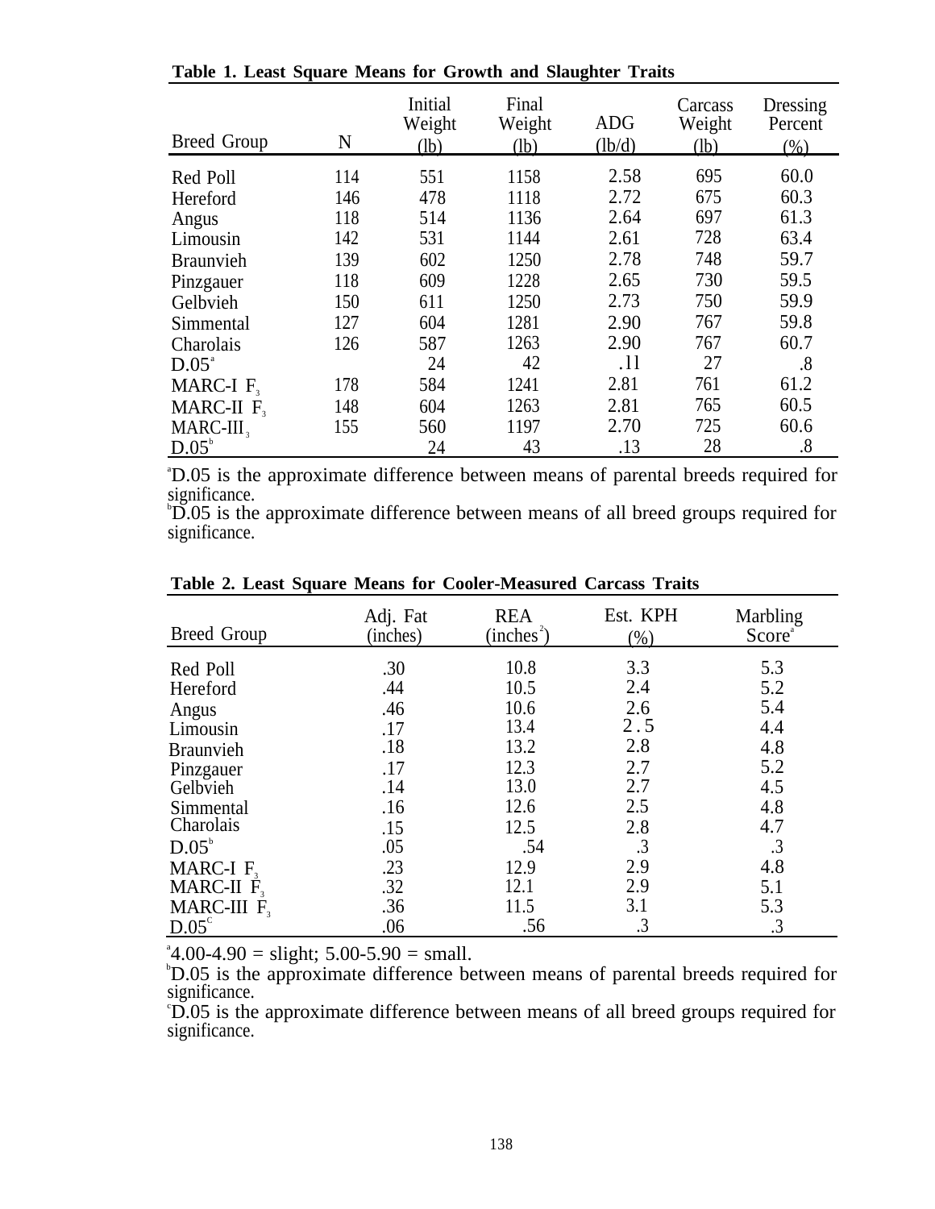**Table 1. Least Square Means for Growth and Slaughter Traits**

| Breed Group | N | Initial Weight (lb) | Final Weight (lb) | ADG (lb/d) | Carcass Weight (lb) | Dressing Percent (%) |
|---|---|---|---|---|---|---|
| Red Poll | 114 | 551 | 1158 | 2.58 | 695 | 60.0 |
| Hereford | 146 | 478 | 1118 | 2.72 | 675 | 60.3 |
| Angus | 118 | 514 | 1136 | 2.64 | 697 | 61.3 |
| Limousin | 142 | 531 | 1144 | 2.61 | 728 | 63.4 |
| Braunvieh | 139 | 602 | 1250 | 2.78 | 748 | 59.7 |
| Pinzgauer | 118 | 609 | 1228 | 2.65 | 730 | 59.5 |
| Gelbvieh | 150 | 611 | 1250 | 2.73 | 750 | 59.9 |
| Simmental | 127 | 604 | 1281 | 2.90 | 767 | 59.8 |
| Charolais | 126 | 587 | 1263 | 2.90 | 767 | 60.7 |
| D.05[a] | | 24 | 42 | .11 | 27 | .8 |
| MARC-I $F_3$ | 178 | 584 | 1241 | 2.81 | 761 | 61.2 |
| MARC-II $F_3$ | 148 | 604 | 1263 | 2.81 | 765 | 60.5 |
| MARC-III $_3$ | 155 | 560 | 1197 | 2.70 | 725 | 60.6 |
| D.05[b] | | 24 | 43 | .13 | 28 | .8 |

[a]D.05 is the approximate difference between means of parental breeds required for significance.
[b]D.05 is the approximate difference between means of all breed groups required for significance.

**Table 2. Least Square Means for Cooler-Measured Carcass Traits**

| Breed Group | Adj. Fat (inches) | REA (inches$^2$) | Est. KPH (%) | Marbling Score[a] |
|---|---|---|---|---|
| Red Poll | .30 | 10.8 | 3.3 | 5.3 |
| Hereford | .44 | 10.5 | 2.4 | 5.2 |
| Angus | .46 | 10.6 | 2.6 | 5.4 |
| Limousin | .17 | 13.4 | 2.5 | 4.4 |
| Braunvieh | .18 | 13.2 | 2.8 | 4.8 |
| Pinzgauer | .17 | 12.3 | 2.7 | 5.2 |
| Gelbvieh | .14 | 13.0 | 2.7 | 4.5 |
| Simmental | .16 | 12.6 | 2.5 | 4.8 |
| Charolais | .15 | 12.5 | 2.8 | 4.7 |
| D.05[b] | .05 | .54 | .3 | .3 |
| MARC-I $F_3$ | .23 | 12.9 | 2.9 | 4.8 |
| MARC-II $F_3$ | .32 | 12.1 | 2.9 | 5.1 |
| MARC-III $F_3$ | .36 | 11.5 | 3.1 | 5.3 |
| D.05[c] | .06 | .56 | .3 | .3 |

[a]4.00-4.90 = slight; 5.00-5.90 = small.
[b]D.05 is the approximate difference between means of parental breeds required for significance.
[c]D.05 is the approximate difference between means of all breed groups required for significance.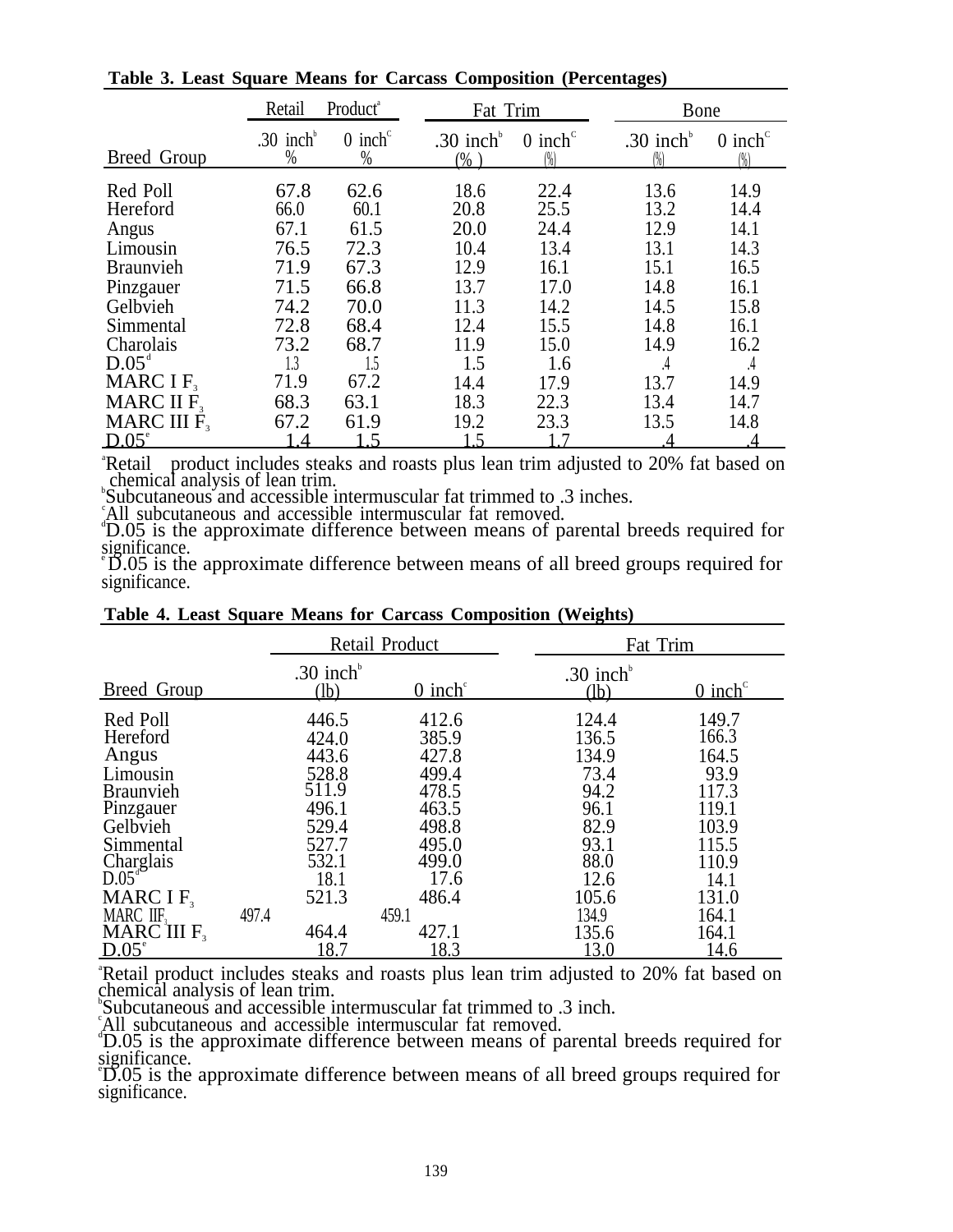**Table 3. Least Square Means for Carcass Composition (Percentages)**

| | Retail Product[a] | | Fat Trim | | Bone | |
|---|---|---|---|---|---|---|
| Breed Group | .30 inch[b] % | 0 inch[c] % | .30 inch[b] (%) | 0 inch[c] (%) | .30 inch[b] (%) | 0 inch[c] (%) |
| Red Poll | 67.8 | 62.6 | 18.6 | 22.4 | 13.6 | 14.9 |
| Hereford | 66.0 | 60.1 | 20.8 | 25.5 | 13.2 | 14.4 |
| Angus | 67.1 | 61.5 | 20.0 | 24.4 | 12.9 | 14.1 |
| Limousin | 76.5 | 72.3 | 10.4 | 13.4 | 13.1 | 14.3 |
| Braunvieh | 71.9 | 67.3 | 12.9 | 16.1 | 15.1 | 16.5 |
| Pinzgauer | 71.5 | 66.8 | 13.7 | 17.0 | 14.8 | 16.1 |
| Gelbvieh | 74.2 | 70.0 | 11.3 | 14.2 | 14.5 | 15.8 |
| Simmental | 72.8 | 68.4 | 12.4 | 15.5 | 14.8 | 16.1 |
| Charolais | 73.2 | 68.7 | 11.9 | 15.0 | 14.9 | 16.2 |
| D.05[d] | 1.3 | 1.5 | 1.5 | 1.6 | .4 | .4 |
| MARC I $F_3$ | 71.9 | 67.2 | 14.4 | 17.9 | 13.7 | 14.9 |
| MARC II $F_3$ | 68.3 | 63.1 | 18.3 | 22.3 | 13.4 | 14.7 |
| MARC III $F_3$ | 67.2 | 61.9 | 19.2 | 23.3 | 13.5 | 14.8 |
| D.05[e] | 1.4 | 1.5 | 1.5 | 1.7 | .4 | .4 |

[a]Retail product includes steaks and roasts plus lean trim adjusted to 20% fat based on chemical analysis of lean trim.
[b]Subcutaneous and accessible intermuscular fat trimmed to .3 inches.
[c]All subcutaneous and accessible intermuscular fat removed.
[d]D.05 is the approximate difference between means of parental breeds required for significance.
[e]D.05 is the approximate difference between means of all breed groups required for significance.

**Table 4. Least Square Means for Carcass Composition (Weights)**

| | Retail Product | | Fat Trim | |
|---|---|---|---|---|
| Breed Group | .30 inch[b] (lb) | 0 inch[c] | .30 inch[b] (lb) | 0 inch[c] |
| Red Poll | 446.5 | 412.6 | 124.4 | 149.7 |
| Hereford | 424.0 | 385.9 | 136.5 | 166.3 |
| Angus | 443.6 | 427.8 | 134.9 | 164.5 |
| Limousin | 528.8 | 499.4 | 73.4 | 93.9 |
| Braunvieh | 511.9 | 478.5 | 94.2 | 117.3 |
| Pinzgauer | 496.1 | 463.5 | 96.1 | 119.1 |
| Gelbvieh | 529.4 | 498.8 | 82.9 | 103.9 |
| Simmental | 527.7 | 495.0 | 93.1 | 115.5 |
| Charglais | 532.1 | 499.0 | 88.0 | 110.9 |
| D.05[d] | 18.1 | 17.6 | 12.6 | 14.1 |
| MARC I $F_3$ | 521.3 | 486.4 | 105.6 | 131.0 |
| MARC II $F_3$ | 497.4 | 459.1 | 134.9 | 164.1 |
| MARC III $F_3$ | 464.4 | 427.1 | 135.6 | 164.1 |
| D.05[e] | 18.7 | 18.3 | 13.0 | 14.6 |

[a]Retail product includes steaks and roasts plus lean trim adjusted to 20% fat based on chemical analysis of lean trim.
[b]Subcutaneous and accessible intermuscular fat trimmed to .3 inch.
[c]All subcutaneous and accessible intermuscular fat removed.
[d]D.05 is the approximate difference between means of parental breeds required for significance.
[e]D.05 is the approximate difference between means of all breed groups required for significance.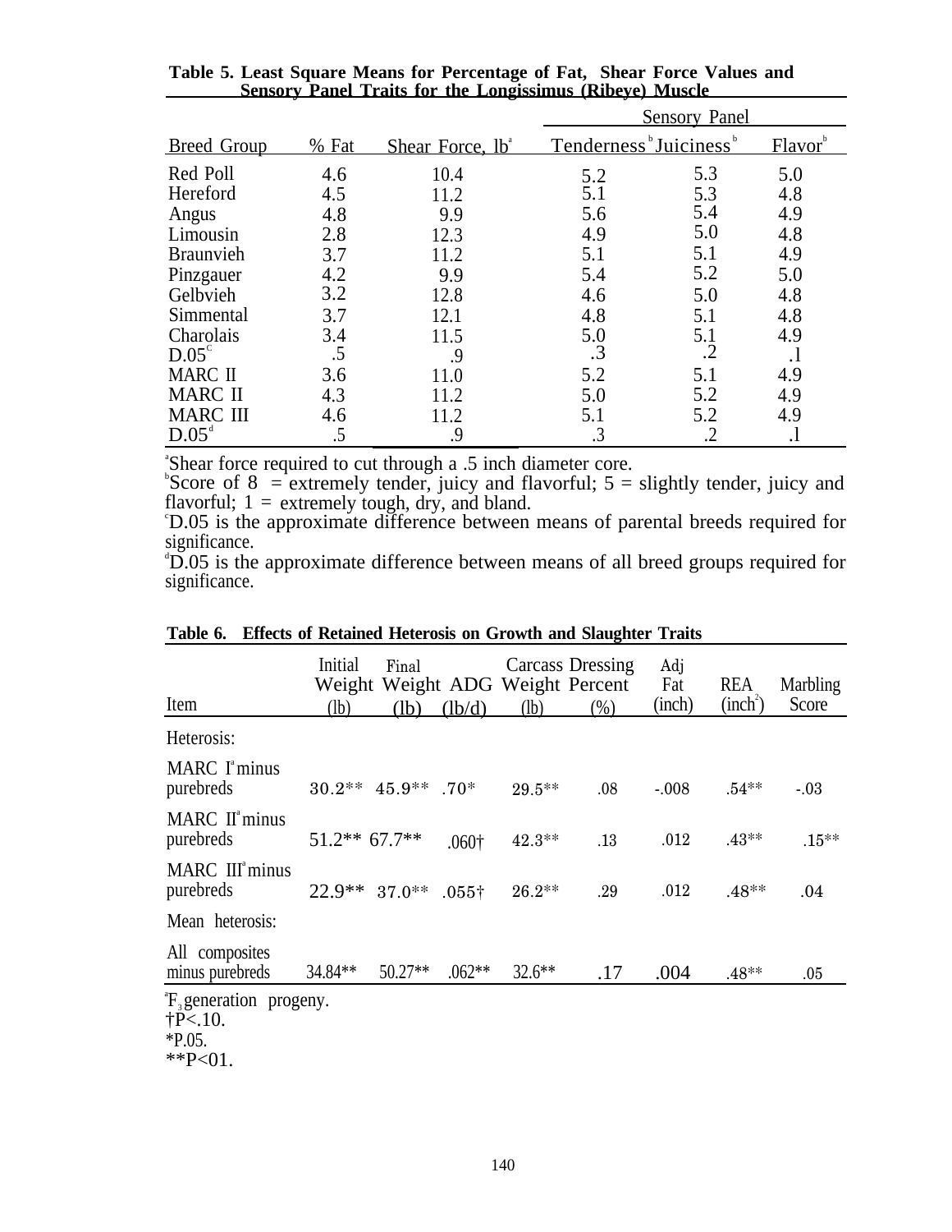**Table 5. Least Square Means for Percentage of Fat, Shear Force Values and Sensory Panel Traits for the Longissimus (Ribeye) Muscle**

| | | | Sensory Panel | | |
|---|---|---|---|---|---|
| Breed Group | % Fat | Shear Force, lb[a] | Tenderness[b] | Juiciness[b] | Flavor[b] |
| Red Poll | 4.6 | 10.4 | 5.2 | 5.3 | 5.0 |
| Hereford | 4.5 | 11.2 | 5.1 | 5.3 | 4.8 |
| Angus | 4.8 | 9.9 | 5.6 | 5.4 | 4.9 |
| Limousin | 2.8 | 12.3 | 4.9 | 5.0 | 4.8 |
| Braunvieh | 3.7 | 11.2 | 5.1 | 5.1 | 4.9 |
| Pinzgauer | 4.2 | 9.9 | 5.4 | 5.2 | 5.0 |
| Gelbvieh | 3.2 | 12.8 | 4.6 | 5.0 | 4.8 |
| Simmental | 3.7 | 12.1 | 4.8 | 5.1 | 4.8 |
| Charolais | 3.4 | 11.5 | 5.0 | 5.1 | 4.9 |
| D.05[c] | .5 | .9 | .3 | .2 | .1 |
| MARC II | 3.6 | 11.0 | 5.2 | 5.1 | 4.9 |
| MARC II | 4.3 | 11.2 | 5.0 | 5.2 | 4.9 |
| MARC III | 4.6 | 11.2 | 5.1 | 5.2 | 4.9 |
| D.05[d] | .5 | .9 | .3 | .2 | .1 |

[a]Shear force required to cut through a .5 inch diameter core.
[b]Score of 8 = extremely tender, juicy and flavorful; 5 = slightly tender, juicy and flavorful; 1 = extremely tough, dry, and bland.
[c]D.05 is the approximate difference between means of parental breeds required for significance.
[d]D.05 is the approximate difference between means of all breed groups required for significance.

**Table 6. Effects of Retained Heterosis on Growth and Slaughter Traits**

| Item | Initial Weight (lb) | Final Weight (lb) | ADG (lb/d) | Carcass Weight (lb) | Dressing Percent (%) | Adj Fat (inch) | REA ($inch^2$) | Marbling Score |
|---|---|---|---|---|---|---|---|---|
| Heterosis: | | | | | | | | |
| MARC I[a] minus purebreds | 30.2** | 45.9** | .70* | 29.5** | .08 | -.008 | .54** | -.03 |
| MARC II[a] minus purebreds | 51.2** | 67.7** | .060† | 42.3** | .13 | .012 | .43** | .15** |
| MARC III[a] minus purebreds | 22.9** | 37.0** | .055† | 26.2** | .29 | .012 | .48** | .04 |
| Mean heterosis: | | | | | | | | |
| All composites minus purebreds | 34.84** | 50.27** | .062** | 32.6** | .17 | .004 | .48** | .05 |

[a]$F_3$ generation progeny.
†P<.10.
*P.05.
**P<01.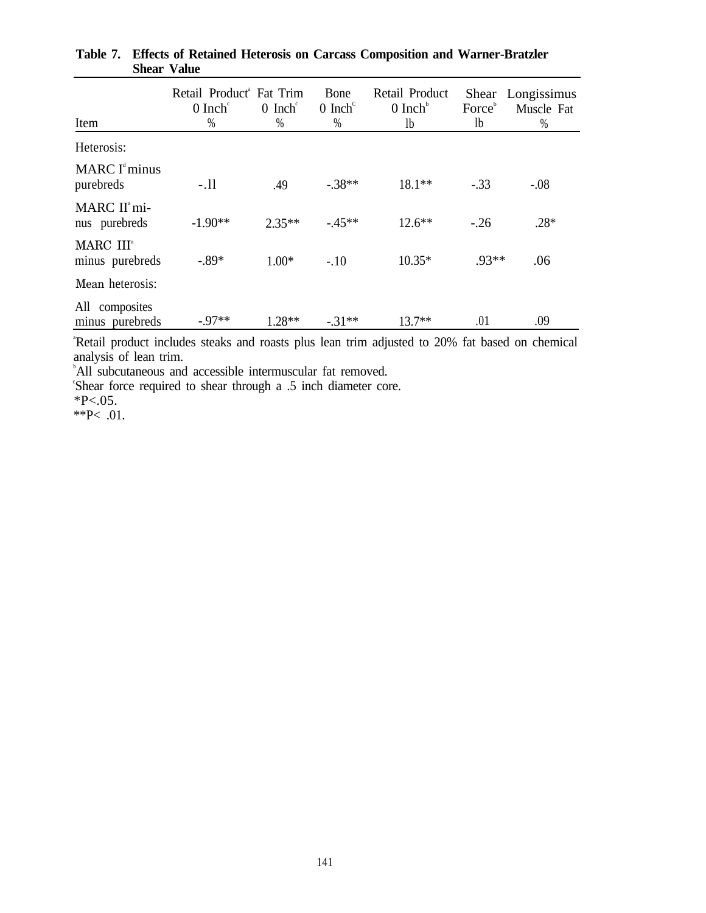**Table 7. Effects of Retained Heterosis on Carcass Composition and Warner-Bratzler Shear Value**

| Item | Retail Product[a] 0 Inch[c] % | Fat Trim 0 Inch[c] % | Bone 0 Inch[c] % | Retail Product 0 Inch[b] lb | Shear Force[b] lb | Longissimus Muscle Fat % |
|---|---|---|---|---|---|---|
| Heterosis: | | | | | | |
| MARC I[d] minus purebreds | -.11 | .49 | -.38** | 18.1** | -.33 | -.08 |
| MARC II[a] minus purebreds | -1.90** | 2.35** | -.45** | 12.6** | -.26 | .28* |
| MARC III[a] minus purebreds | -.89* | 1.00* | -.10 | 10.35* | .93** | .06 |
| Mean heterosis: | | | | | | |
| All composites minus purebreds | -.97** | 1.28** | -.31** | 13.7** | .01 | .09 |

[a]Retail product includes steaks and roasts plus lean trim adjusted to 20% fat based on chemical analysis of lean trim.
[b]All subcutaneous and accessible intermuscular fat removed.
[c]Shear force required to shear through a .5 inch diameter core.
*P<.05.
**P< .01.